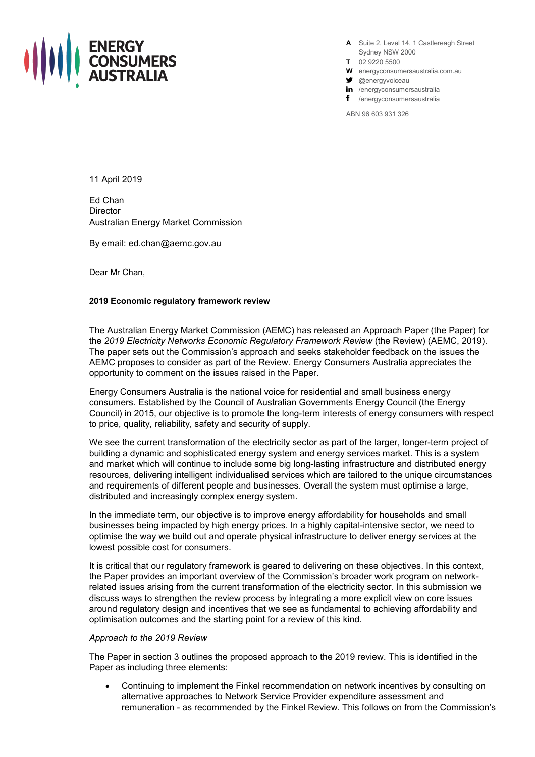**ENERGY CONSUMERS AUSTRALIA**

**A** Suite 2, Level 14, 1 Castlereagh Street
Sydney NSW 2000
**T** 02 9220 5500
**W** energyconsumersaustralia.com.au
@energyvoiceau
/energyconsumersaustralia
/energyconsumersaustralia

ABN 96 603 931 326

11 April 2019

Ed Chan
Director
Australian Energy Market Commission

By email: ed.chan@aemc.gov.au

Dear Mr Chan,

**2019 Economic regulatory framework review**

The Australian Energy Market Commission (AEMC) has released an Approach Paper (the Paper) for the *2019 Electricity Networks Economic Regulatory Framework Review* (the Review) (AEMC, 2019). The paper sets out the Commission's approach and seeks stakeholder feedback on the issues the AEMC proposes to consider as part of the Review. Energy Consumers Australia appreciates the opportunity to comment on the issues raised in the Paper.

Energy Consumers Australia is the national voice for residential and small business energy consumers. Established by the Council of Australian Governments Energy Council (the Energy Council) in 2015, our objective is to promote the long-term interests of energy consumers with respect to price, quality, reliability, safety and security of supply.

We see the current transformation of the electricity sector as part of the larger, longer-term project of building a dynamic and sophisticated energy system and energy services market. This is a system and market which will continue to include some big long-lasting infrastructure and distributed energy resources, delivering intelligent individualised services which are tailored to the unique circumstances and requirements of different people and businesses. Overall the system must optimise a large, distributed and increasingly complex energy system.

In the immediate term, our objective is to improve energy affordability for households and small businesses being impacted by high energy prices. In a highly capital-intensive sector, we need to optimise the way we build out and operate physical infrastructure to deliver energy services at the lowest possible cost for consumers.

It is critical that our regulatory framework is geared to delivering on these objectives. In this context, the Paper provides an important overview of the Commission's broader work program on network-related issues arising from the current transformation of the electricity sector. In this submission we discuss ways to strengthen the review process by integrating a more explicit view on core issues around regulatory design and incentives that we see as fundamental to achieving affordability and optimisation outcomes and the starting point for a review of this kind.

*Approach to the 2019 Review*

The Paper in section 3 outlines the proposed approach to the 2019 review. This is identified in the Paper as including three elements:

- Continuing to implement the Finkel recommendation on network incentives by consulting on alternative approaches to Network Service Provider expenditure assessment and remuneration - as recommended by the Finkel Review. This follows on from the Commission's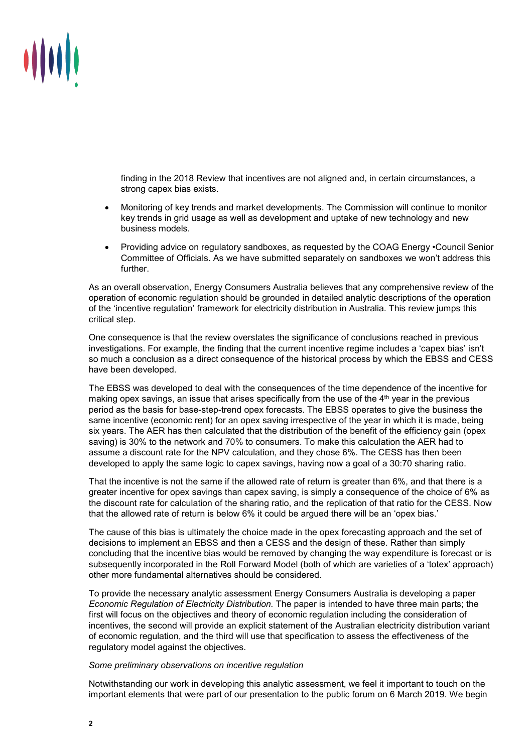finding in the 2018 Review that incentives are not aligned and, in certain circumstances, a strong capex bias exists.

- Monitoring of key trends and market developments. The Commission will continue to monitor key trends in grid usage as well as development and uptake of new technology and new business models.
- Providing advice on regulatory sandboxes, as requested by the COAG Energy •Council Senior Committee of Officials. As we have submitted separately on sandboxes we won't address this further.

As an overall observation, Energy Consumers Australia believes that any comprehensive review of the operation of economic regulation should be grounded in detailed analytic descriptions of the operation of the 'incentive regulation' framework for electricity distribution in Australia. This review jumps this critical step.

One consequence is that the review overstates the significance of conclusions reached in previous investigations. For example, the finding that the current incentive regime includes a 'capex bias' isn't so much a conclusion as a direct consequence of the historical process by which the EBSS and CESS have been developed.

The EBSS was developed to deal with the consequences of the time dependence of the incentive for making opex savings, an issue that arises specifically from the use of the 4th year in the previous period as the basis for base-step-trend opex forecasts. The EBSS operates to give the business the same incentive (economic rent) for an opex saving irrespective of the year in which it is made, being six years. The AER has then calculated that the distribution of the benefit of the efficiency gain (opex saving) is 30% to the network and 70% to consumers. To make this calculation the AER had to assume a discount rate for the NPV calculation, and they chose 6%. The CESS has then been developed to apply the same logic to capex savings, having now a goal of a 30:70 sharing ratio.

That the incentive is not the same if the allowed rate of return is greater than 6%, and that there is a greater incentive for opex savings than capex saving, is simply a consequence of the choice of 6% as the discount rate for calculation of the sharing ratio, and the replication of that ratio for the CESS. Now that the allowed rate of return is below 6% it could be argued there will be an 'opex bias.'

The cause of this bias is ultimately the choice made in the opex forecasting approach and the set of decisions to implement an EBSS and then a CESS and the design of these. Rather than simply concluding that the incentive bias would be removed by changing the way expenditure is forecast or is subsequently incorporated in the Roll Forward Model (both of which are varieties of a 'totex' approach) other more fundamental alternatives should be considered.

To provide the necessary analytic assessment Energy Consumers Australia is developing a paper *Economic Regulation of Electricity Distribution.* The paper is intended to have three main parts; the first will focus on the objectives and theory of economic regulation including the consideration of incentives, the second will provide an explicit statement of the Australian electricity distribution variant of economic regulation, and the third will use that specification to assess the effectiveness of the regulatory model against the objectives.

*Some preliminary observations on incentive regulation*

Notwithstanding our work in developing this analytic assessment, we feel it important to touch on the important elements that were part of our presentation to the public forum on 6 March 2019. We begin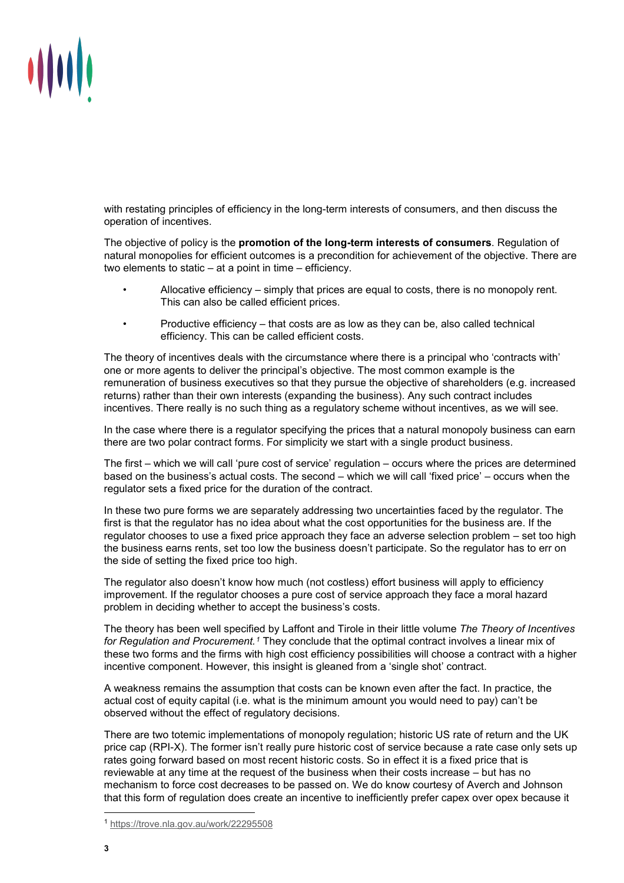with restating principles of efficiency in the long-term interests of consumers, and then discuss the operation of incentives.

The objective of policy is the **promotion of the long-term interests of consumers**. Regulation of natural monopolies for efficient outcomes is a precondition for achievement of the objective. There are two elements to static – at a point in time – efficiency.

- Allocative efficiency – simply that prices are equal to costs, there is no monopoly rent. This can also be called efficient prices.
- Productive efficiency – that costs are as low as they can be, also called technical efficiency. This can be called efficient costs.

The theory of incentives deals with the circumstance where there is a principal who 'contracts with' one or more agents to deliver the principal's objective. The most common example is the remuneration of business executives so that they pursue the objective of shareholders (e.g. increased returns) rather than their own interests (expanding the business). Any such contract includes incentives. There really is no such thing as a regulatory scheme without incentives, as we will see.

In the case where there is a regulator specifying the prices that a natural monopoly business can earn there are two polar contract forms. For simplicity we start with a single product business.

The first – which we will call 'pure cost of service' regulation – occurs where the prices are determined based on the business's actual costs. The second – which we will call 'fixed price' – occurs when the regulator sets a fixed price for the duration of the contract.

In these two pure forms we are separately addressing two uncertainties faced by the regulator. The first is that the regulator has no idea about what the cost opportunities for the business are. If the regulator chooses to use a fixed price approach they face an adverse selection problem – set too high the business earns rents, set too low the business doesn't participate. So the regulator has to err on the side of setting the fixed price too high.

The regulator also doesn't know how much (not costless) effort business will apply to efficiency improvement. If the regulator chooses a pure cost of service approach they face a moral hazard problem in deciding whether to accept the business's costs.

The theory has been well specified by Laffont and Tirole in their little volume *The Theory of Incentives for Regulation and Procurement.*[1] They conclude that the optimal contract involves a linear mix of these two forms and the firms with high cost efficiency possibilities will choose a contract with a higher incentive component. However, this insight is gleaned from a 'single shot' contract.

A weakness remains the assumption that costs can be known even after the fact. In practice, the actual cost of equity capital (i.e. what is the minimum amount you would need to pay) can't be observed without the effect of regulatory decisions.

There are two totemic implementations of monopoly regulation; historic US rate of return and the UK price cap (RPI-X). The former isn't really pure historic cost of service because a rate case only sets up rates going forward based on most recent historic costs. So in effect it is a fixed price that is reviewable at any time at the request of the business when their costs increase – but has no mechanism to force cost decreases to be passed on. We do know courtesy of Averch and Johnson that this form of regulation does create an incentive to inefficiently prefer capex over opex because it

---

[1] https://trove.nla.gov.au/work/22295508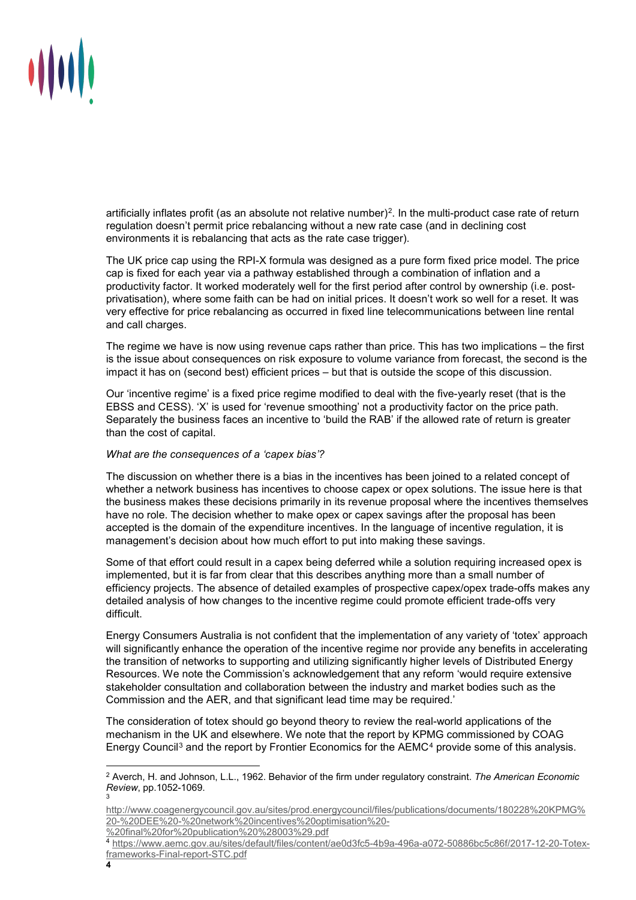artificially inflates profit (as an absolute not relative number)[2]. In the multi-product case rate of return regulation doesn't permit price rebalancing without a new rate case (and in declining cost environments it is rebalancing that acts as the rate case trigger).

The UK price cap using the RPI-X formula was designed as a pure form fixed price model. The price cap is fixed for each year via a pathway established through a combination of inflation and a productivity factor. It worked moderately well for the first period after control by ownership (i.e. post-privatisation), where some faith can be had on initial prices. It doesn't work so well for a reset. It was very effective for price rebalancing as occurred in fixed line telecommunications between line rental and call charges.

The regime we have is now using revenue caps rather than price. This has two implications – the first is the issue about consequences on risk exposure to volume variance from forecast, the second is the impact it has on (second best) efficient prices – but that is outside the scope of this discussion.

Our 'incentive regime' is a fixed price regime modified to deal with the five-yearly reset (that is the EBSS and CESS). 'X' is used for 'revenue smoothing' not a productivity factor on the price path. Separately the business faces an incentive to 'build the RAB' if the allowed rate of return is greater than the cost of capital.

*What are the consequences of a 'capex bias'?*

The discussion on whether there is a bias in the incentives has been joined to a related concept of whether a network business has incentives to choose capex or opex solutions. The issue here is that the business makes these decisions primarily in its revenue proposal where the incentives themselves have no role. The decision whether to make opex or capex savings after the proposal has been accepted is the domain of the expenditure incentives. In the language of incentive regulation, it is management's decision about how much effort to put into making these savings.

Some of that effort could result in a capex being deferred while a solution requiring increased opex is implemented, but it is far from clear that this describes anything more than a small number of efficiency projects. The absence of detailed examples of prospective capex/opex trade-offs makes any detailed analysis of how changes to the incentive regime could promote efficient trade-offs very difficult.

Energy Consumers Australia is not confident that the implementation of any variety of 'totex' approach will significantly enhance the operation of the incentive regime nor provide any benefits in accelerating the transition of networks to supporting and utilizing significantly higher levels of Distributed Energy Resources. We note the Commission's acknowledgement that any reform 'would require extensive stakeholder consultation and collaboration between the industry and market bodies such as the Commission and the AER, and that significant lead time may be required.'

The consideration of totex should go beyond theory to review the real-world applications of the mechanism in the UK and elsewhere. We note that the report by KPMG commissioned by COAG Energy Council[3] and the report by Frontier Economics for the AEMC[4] provide some of this analysis.

---

[2] Averch, H. and Johnson, L.L., 1962. Behavior of the firm under regulatory constraint. *The American Economic Review*, pp.1052-1069.

[3] http://www.coagenergycouncil.gov.au/sites/prod.energycouncil/files/publications/documents/180228%20KPMG%20-%20DEE%20-%20network%20incentives%20optimisation%20-%20final%20for%20publication%20%28003%29.pdf

[4] https://www.aemc.gov.au/sites/default/files/content/ae0d3fc5-4b9a-496a-a072-50886bc5c86f/2017-12-20-Totex-frameworks-Final-report-STC.pdf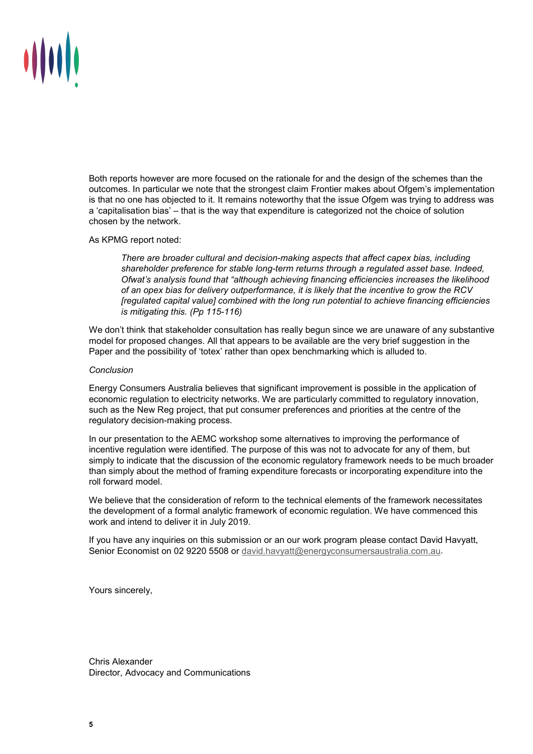Both reports however are more focused on the rationale for and the design of the schemes than the outcomes. In particular we note that the strongest claim Frontier makes about Ofgem's implementation is that no one has objected to it. It remains noteworthy that the issue Ofgem was trying to address was a 'capitalisation bias' – that is the way that expenditure is categorized not the choice of solution chosen by the network.

As KPMG report noted:

> *There are broader cultural and decision-making aspects that affect capex bias, including shareholder preference for stable long-term returns through a regulated asset base. Indeed, Ofwat's analysis found that "although achieving financing efficiencies increases the likelihood of an opex bias for delivery outperformance, it is likely that the incentive to grow the RCV [regulated capital value] combined with the long run potential to achieve financing efficiencies is mitigating this. (Pp 115-116)*

We don't think that stakeholder consultation has really begun since we are unaware of any substantive model for proposed changes. All that appears to be available are the very brief suggestion in the Paper and the possibility of 'totex' rather than opex benchmarking which is alluded to.

*Conclusion*

Energy Consumers Australia believes that significant improvement is possible in the application of economic regulation to electricity networks. We are particularly committed to regulatory innovation, such as the New Reg project, that put consumer preferences and priorities at the centre of the regulatory decision-making process.

In our presentation to the AEMC workshop some alternatives to improving the performance of incentive regulation were identified. The purpose of this was not to advocate for any of them, but simply to indicate that the discussion of the economic regulatory framework needs to be much broader than simply about the method of framing expenditure forecasts or incorporating expenditure into the roll forward model.

We believe that the consideration of reform to the technical elements of the framework necessitates the development of a formal analytic framework of economic regulation. We have commenced this work and intend to deliver it in July 2019.

If you have any inquiries on this submission or an our work program please contact David Havyatt, Senior Economist on 02 9220 5508 or david.havyatt@energyconsumersaustralia.com.au.

Yours sincerely,

Chris Alexander
Director, Advocacy and Communications